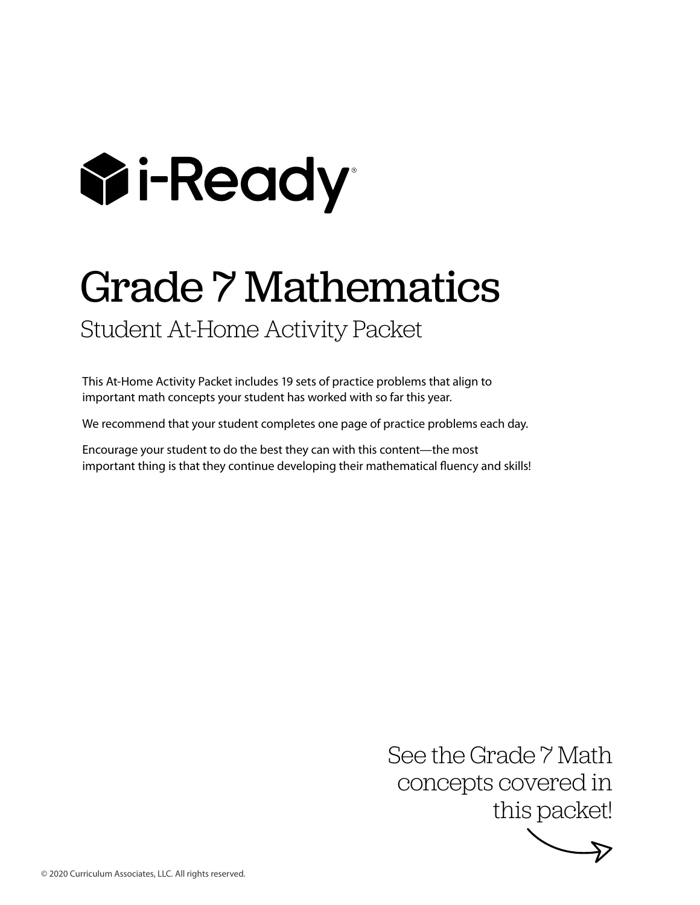# i-Ready

# Grade 7 Mathematics

## Student At-Home Activity Packet

This At-Home Activity Packet includes 19 sets of practice problems that align to important math concepts your student has worked with so far this year.

We recommend that your student completes one page of practice problems each day.

Encourage your student to do the best they can with this content—the most important thing is that they continue developing their mathematical fluency and skills!

See the Grade 7 Math concepts covered in this packet!

© 2020 Curriculum Associates, LLC. All rights reserved.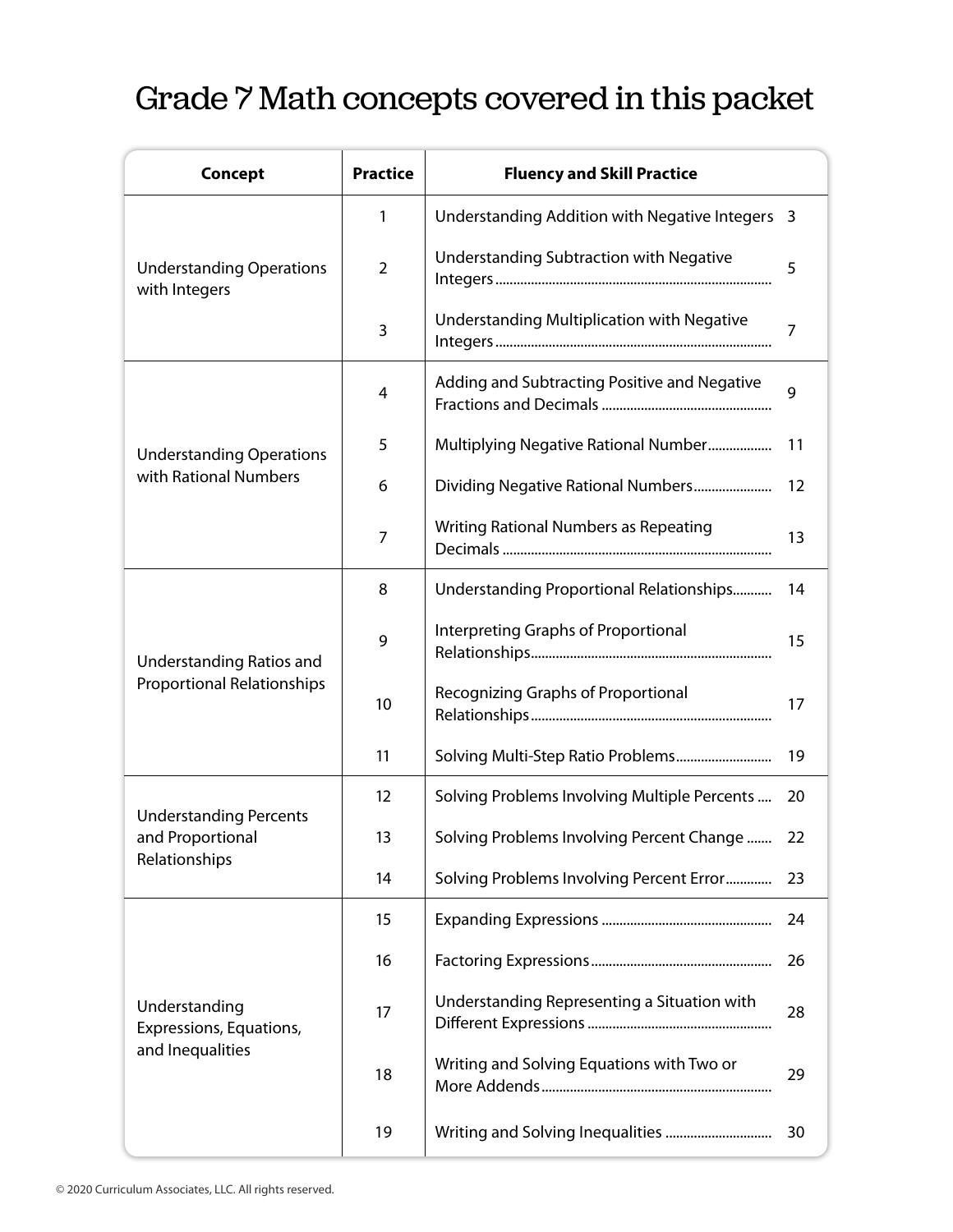# Grade 7 Math concepts covered in this packet

| Concept | Practice | Fluency and Skill Practice | |
|---|---|---|---|
| Understanding Operations with Integers | 1 | Understanding Addition with Negative Integers | 3 |
| | 2 | Understanding Subtraction with Negative Integers | 5 |
| | 3 | Understanding Multiplication with Negative Integers | 7 |
| Understanding Operations with Rational Numbers | 4 | Adding and Subtracting Positive and Negative Fractions and Decimals | 9 |
| | 5 | Multiplying Negative Rational Number | 11 |
| | 6 | Dividing Negative Rational Numbers | 12 |
| | 7 | Writing Rational Numbers as Repeating Decimals | 13 |
| Understanding Ratios and Proportional Relationships | 8 | Understanding Proportional Relationships | 14 |
| | 9 | Interpreting Graphs of Proportional Relationships | 15 |
| | 10 | Recognizing Graphs of Proportional Relationships | 17 |
| | 11 | Solving Multi-Step Ratio Problems | 19 |
| Understanding Percents and Proportional Relationships | 12 | Solving Problems Involving Multiple Percents | 20 |
| | 13 | Solving Problems Involving Percent Change | 22 |
| | 14 | Solving Problems Involving Percent Error | 23 |
| Understanding Expressions, Equations, and Inequalities | 15 | Expanding Expressions | 24 |
| | 16 | Factoring Expressions | 26 |
| | 17 | Understanding Representing a Situation with Different Expressions | 28 |
| | 18 | Writing and Solving Equations with Two or More Addends | 29 |
| | 19 | Writing and Solving Inequalities | 30 |

© 2020 Curriculum Associates, LLC. All rights reserved.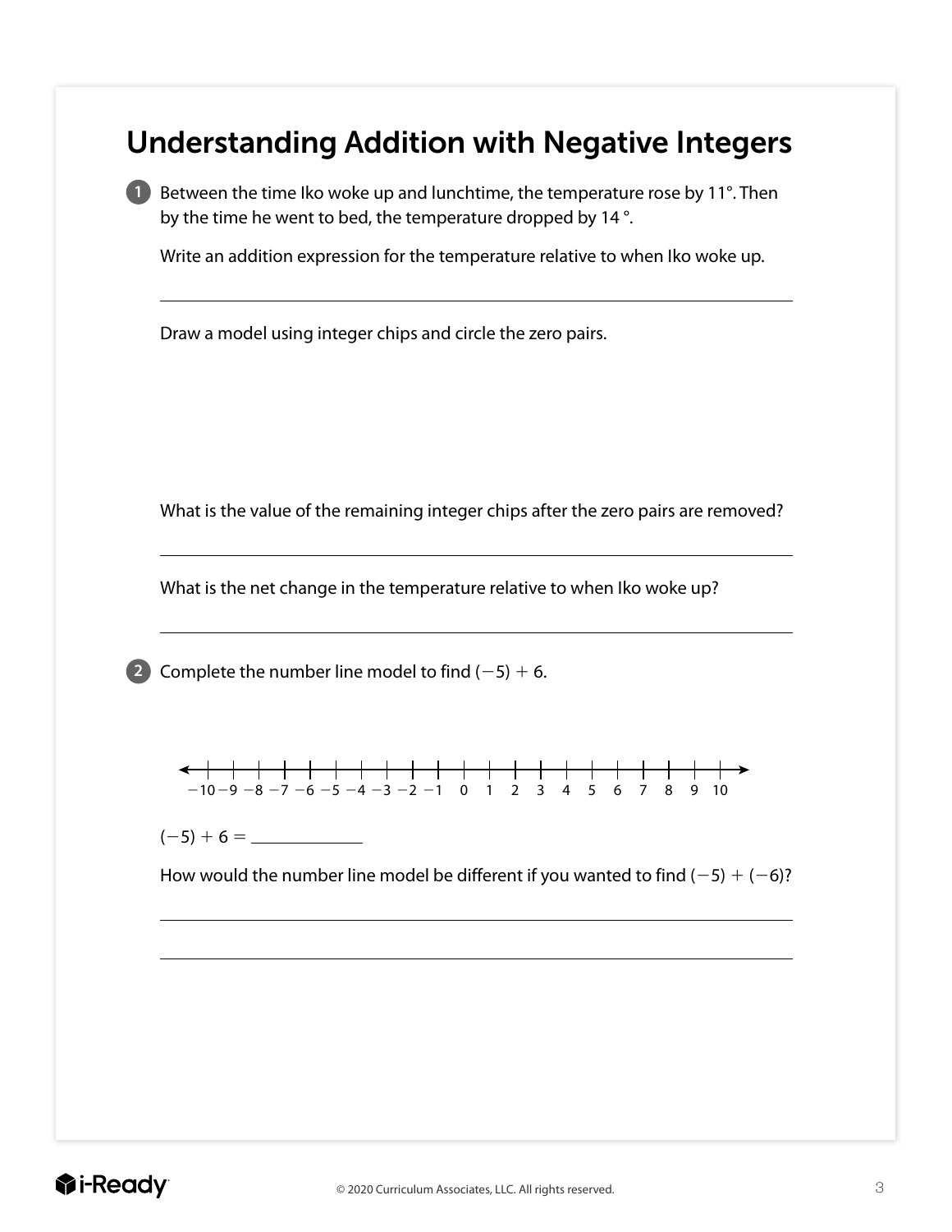# Understanding Addition with Negative Integers

**1** Between the time Iko woke up and lunchtime, the temperature rose by 11°. Then by the time he went to bed, the temperature dropped by 14 °.

Write an addition expression for the temperature relative to when Iko woke up.

______________________________________________

Draw a model using integer chips and circle the zero pairs.

What is the value of the remaining integer chips after the zero pairs are removed?

______________________________________________

What is the net change in the temperature relative to when Iko woke up?

______________________________________________

**2** Complete the number line model to find $(-5) + 6$.

$-10$ $-9$ $-8$ $-7$ $-6$ $-5$ $-4$ $-3$ $-2$ $-1$ $0$ $1$ $2$ $3$ $4$ $5$ $6$ $7$ $8$ $9$ $10$

$(-5) + 6 =$ ____________

How would the number line model be different if you wanted to find $(-5) + (-6)$?

______________________________________________

______________________________________________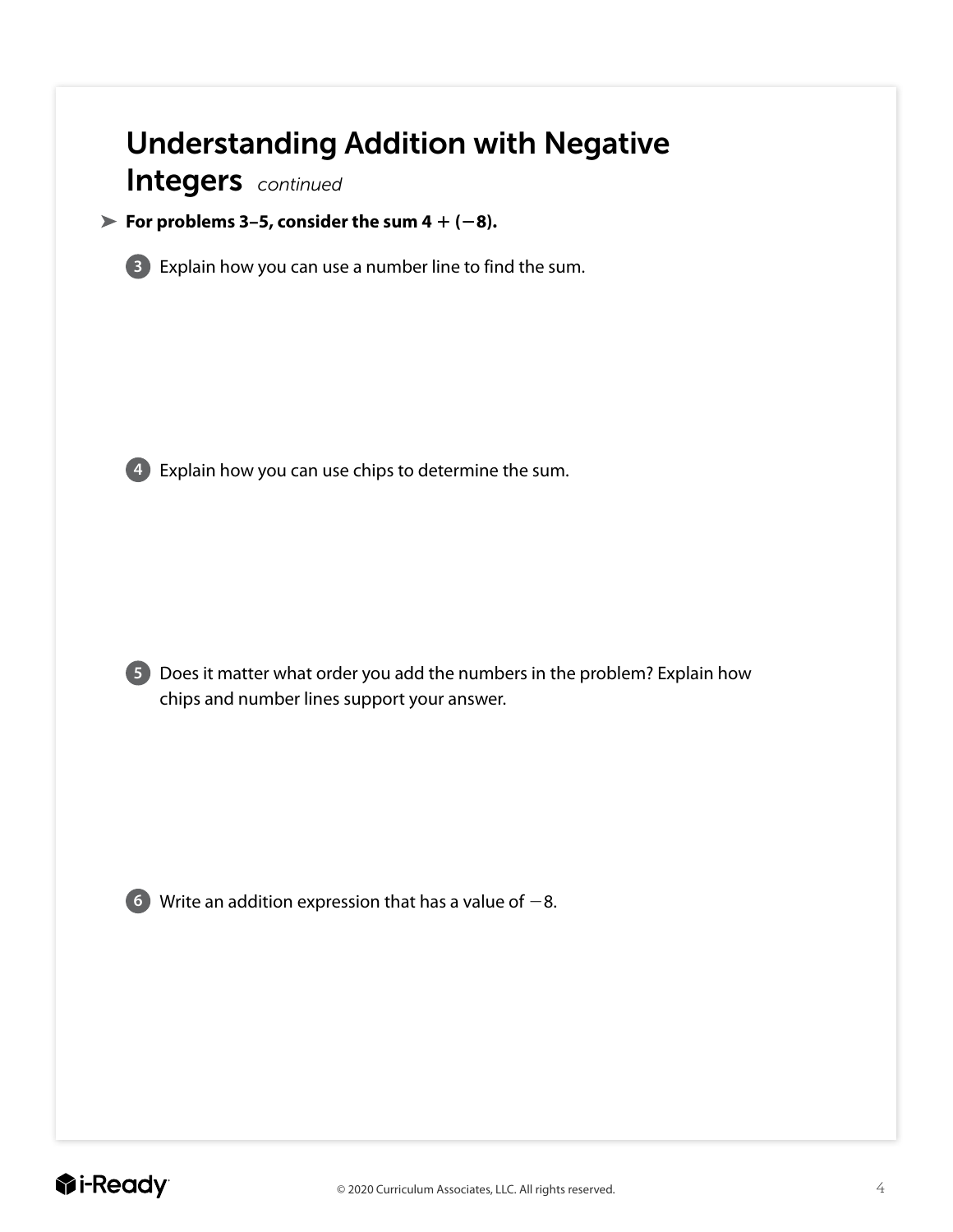# Understanding Addition with Negative Integers *continued*

➤ **For problems 3–5, consider the sum $4 + (-8)$.**

**3** Explain how you can use a number line to find the sum.

**4** Explain how you can use chips to determine the sum.

**5** Does it matter what order you add the numbers in the problem? Explain how chips and number lines support your answer.

**6** Write an addition expression that has a value of $-8$.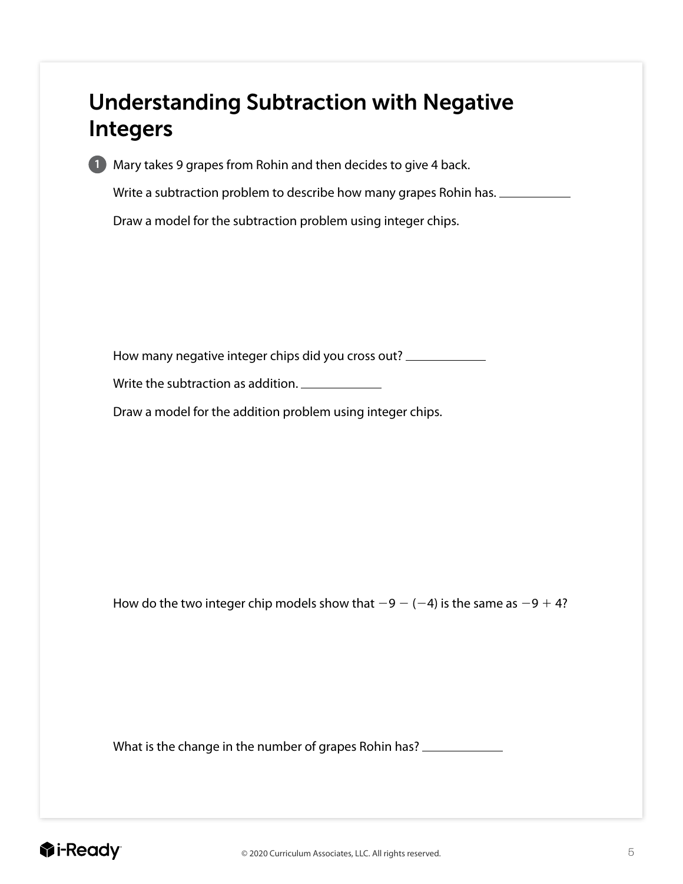# Understanding Subtraction with Negative Integers

1. Mary takes 9 grapes from Rohin and then decides to give 4 back.

   Write a subtraction problem to describe how many grapes Rohin has. ____________

   Draw a model for the subtraction problem using integer chips.

   How many negative integer chips did you cross out? ____________

   Write the subtraction as addition. ____________

   Draw a model for the addition problem using integer chips.

   How do the two integer chip models show that $-9 - (-4)$ is the same as $-9 + 4$?

   What is the change in the number of grapes Rohin has? ____________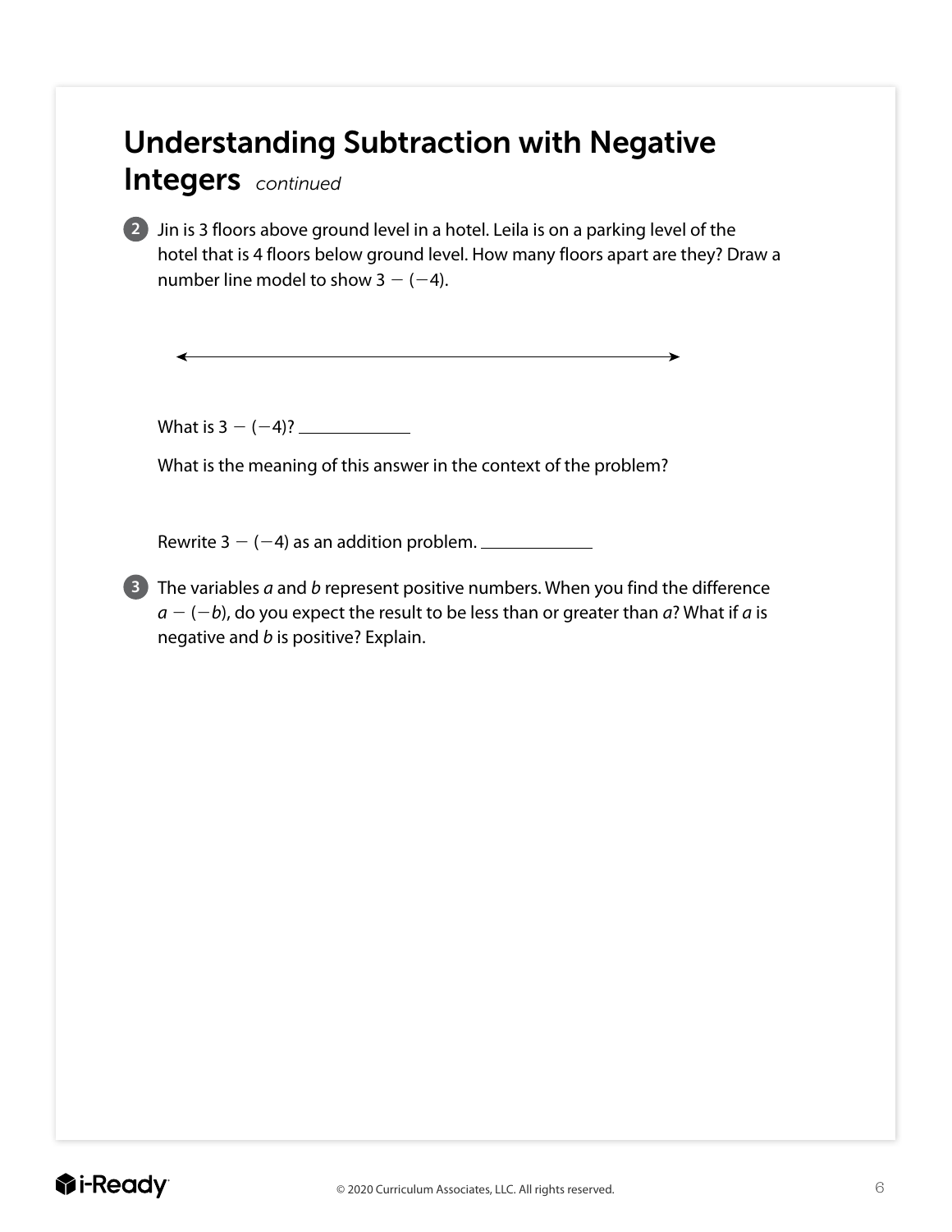## Understanding Subtraction with Negative Integers *continued*

**2** Jin is 3 floors above ground level in a hotel. Leila is on a parking level of the hotel that is 4 floors below ground level. How many floors apart are they? Draw a number line model to show $3 - (-4)$.

What is $3 - (-4)$? ____________

What is the meaning of this answer in the context of the problem?

Rewrite $3 - (-4)$ as an addition problem. ____________

**3** The variables $a$ and $b$ represent positive numbers. When you find the difference $a - (-b)$, do you expect the result to be less than or greater than $a$? What if $a$ is negative and $b$ is positive? Explain.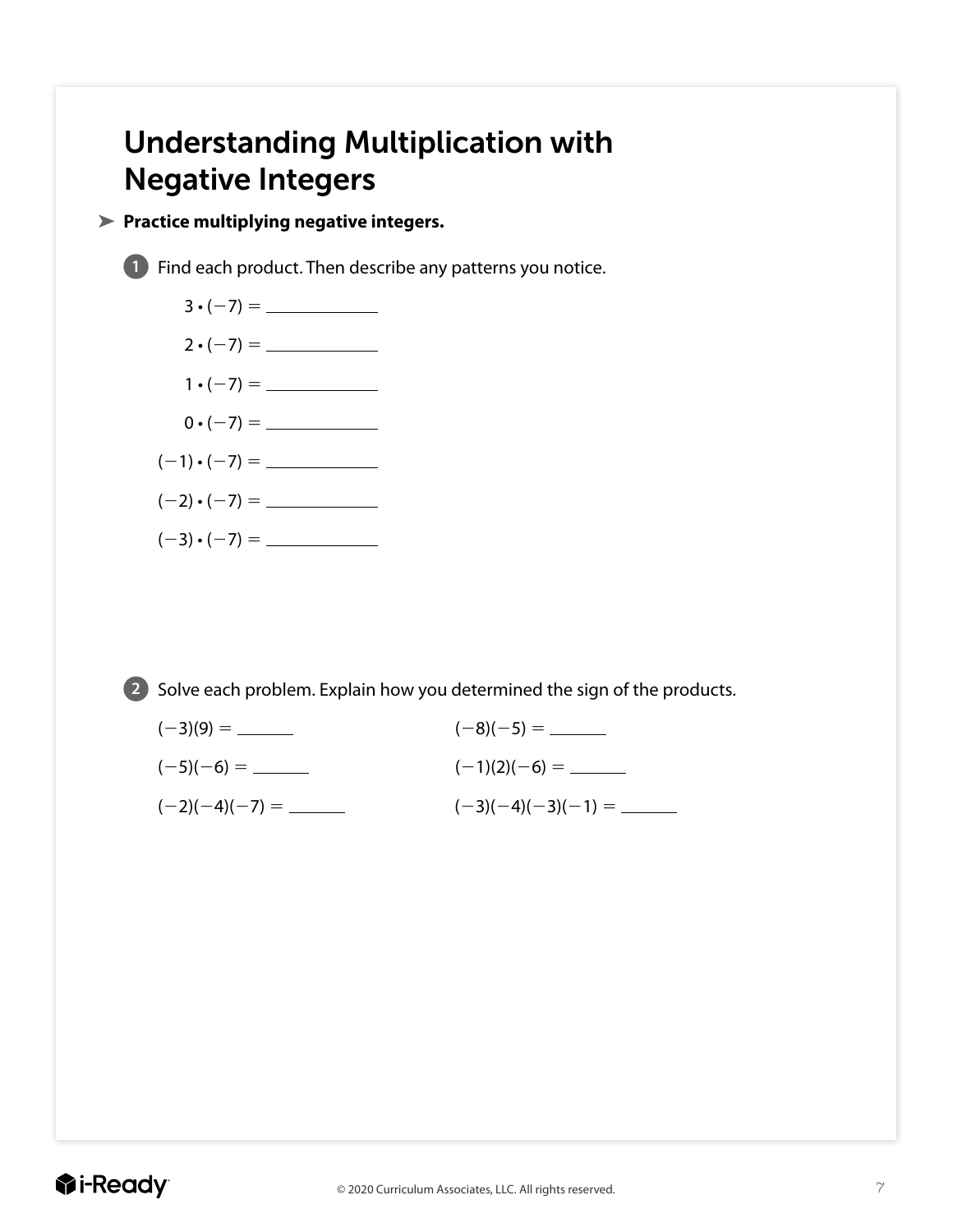# Understanding Multiplication with Negative Integers

➤ **Practice multiplying negative integers.**

**1** Find each product. Then describe any patterns you notice.

$3 \cdot (-7) =$ ____________

$2 \cdot (-7) =$ ____________

$1 \cdot (-7) =$ ____________

$0 \cdot (-7) =$ ____________

$(-1) \cdot (-7) =$ ____________

$(-2) \cdot (-7) =$ ____________

$(-3) \cdot (-7) =$ ____________

**2** Solve each problem. Explain how you determined the sign of the products.

$(-3)(9) =$ ________

$(-8)(-5) =$ ________

$(-5)(-6) =$ ________

$(-1)(2)(-6) =$ ________

$(-2)(-4)(-7) =$ ________

$(-3)(-4)(-3)(-1) =$ ________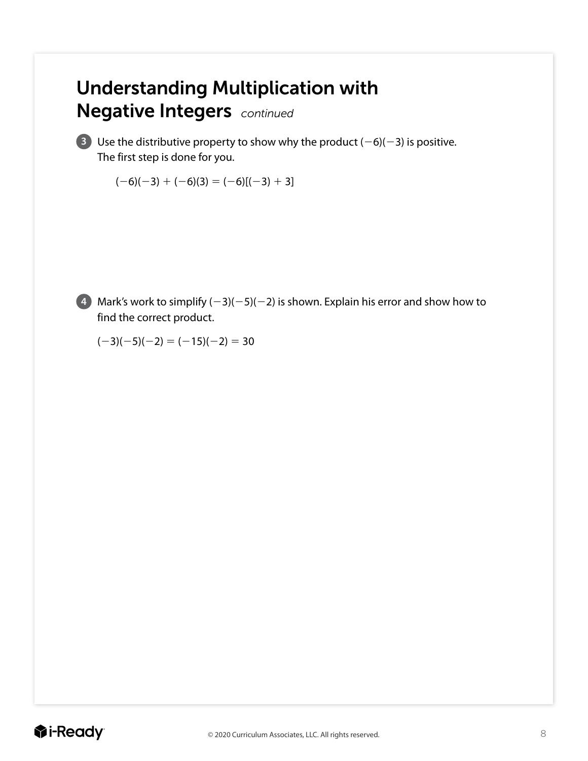# Understanding Multiplication with Negative Integers *continued*

3. Use the distributive property to show why the product $(-6)(-3)$ is positive. The first step is done for you.

$$(-6)(-3) + (-6)(3) = (-6)[(-3) + 3]$$

4. Mark's work to simplify $(-3)(-5)(-2)$ is shown. Explain his error and show how to find the correct product.

$$(-3)(-5)(-2) = (-15)(-2) = 30$$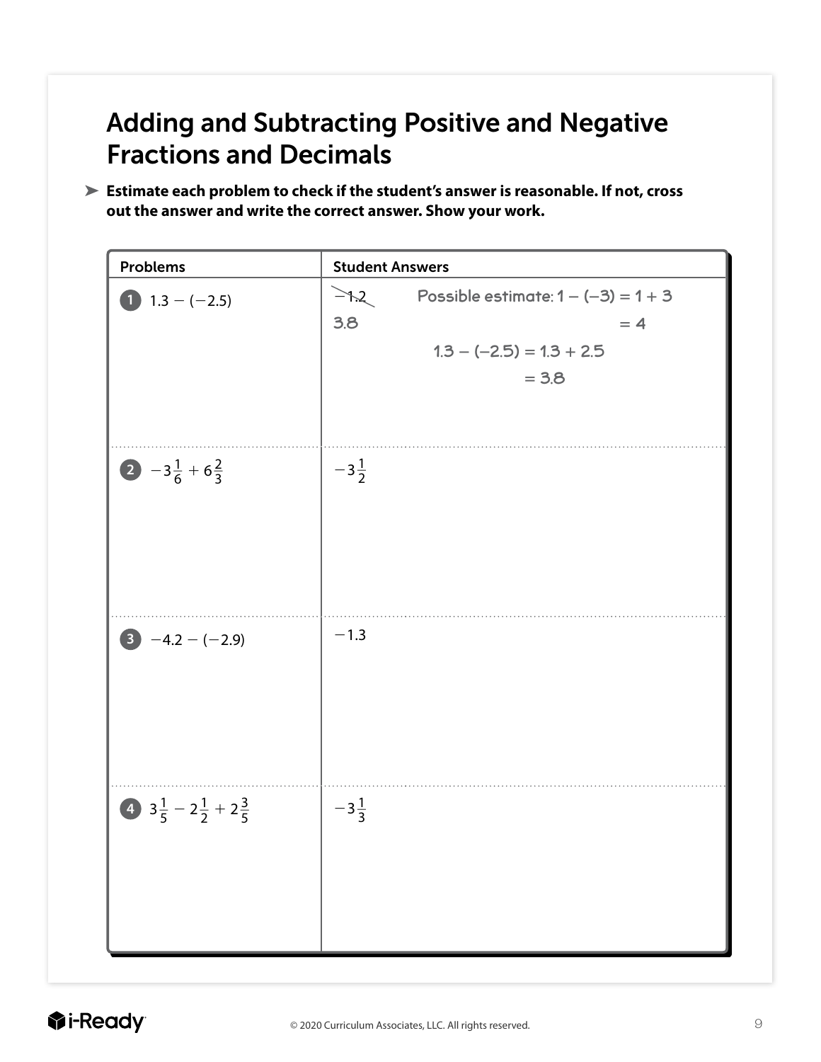# Adding and Subtracting Positive and Negative Fractions and Decimals

➤ **Estimate each problem to check if the student's answer is reasonable. If not, cross out the answer and write the correct answer. Show your work.**

| Problems | Student Answers |
|---|---|
| 1. $1.3 - (-2.5)$ | ~~$-1.2$~~ $3.8$ Possible estimate: $1 - (-3) = 1 + 3 = 4$; $1.3 - (-2.5) = 1.3 + 2.5 = 3.8$ |
| 2. $-3\frac{1}{6} + 6\frac{2}{3}$ | $-3\frac{1}{2}$ |
| 3. $-4.2 - (-2.9)$ | $-1.3$ |
| 4. $3\frac{1}{5} - 2\frac{1}{2} + 2\frac{3}{5}$ | $-3\frac{1}{3}$ |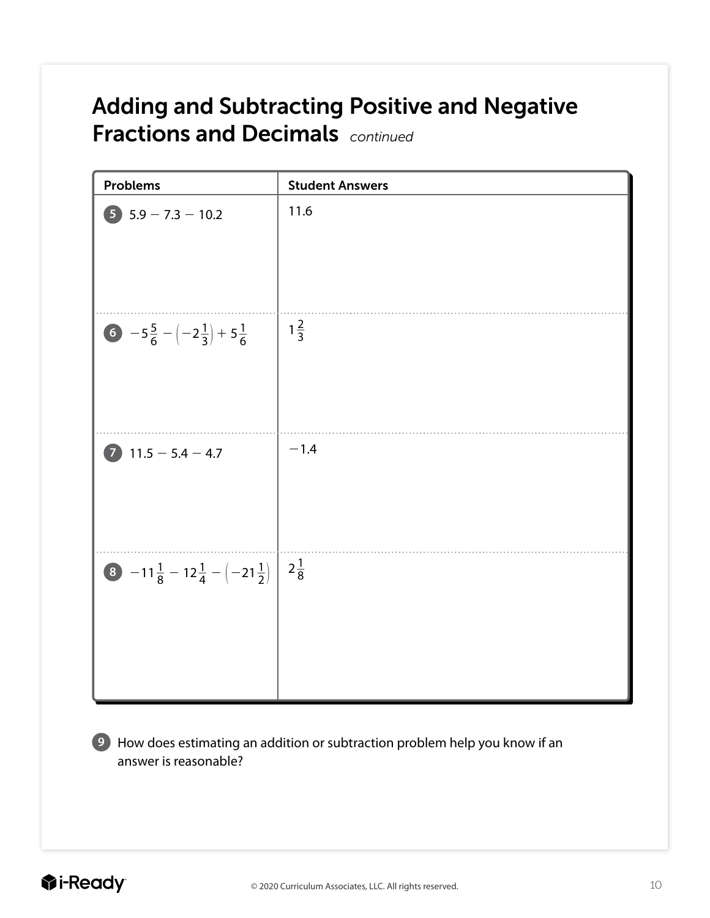# Adding and Subtracting Positive and Negative Fractions and Decimals *continued*

| Problems | Student Answers |
|---|---|
| 5. $5.9 - 7.3 - 10.2$ | 11.6 |
| 6. $-5\frac{5}{6} - \left(-2\frac{1}{3}\right) + 5\frac{1}{6}$ | $1\frac{2}{3}$ |
| 7. $11.5 - 5.4 - 4.7$ | $-1.4$ |
| 8. $-11\frac{1}{8} - 12\frac{1}{4} - \left(-21\frac{1}{2}\right)$ | $2\frac{1}{8}$ |

9. How does estimating an addition or subtraction problem help you know if an answer is reasonable?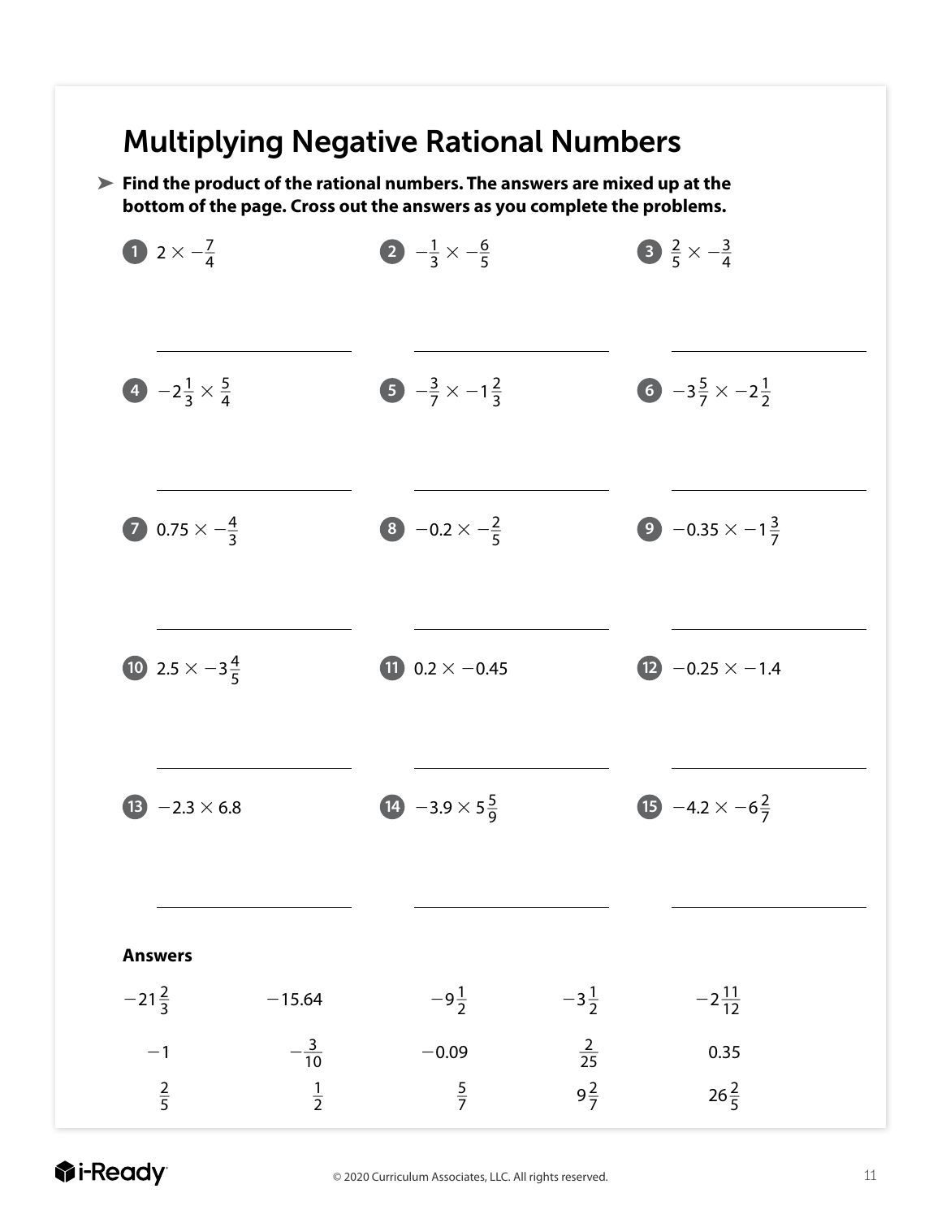# Multiplying Negative Rational Numbers

➤ **Find the product of the rational numbers. The answers are mixed up at the bottom of the page. Cross out the answers as you complete the problems.**

1. $2 \times -\frac{7}{4}$ \_\_\_\_\_\_\_\_\_\_\_\_

2. $-\frac{1}{3} \times -\frac{6}{5}$ \_\_\_\_\_\_\_\_\_\_\_\_

3. $\frac{2}{5} \times -\frac{3}{4}$ \_\_\_\_\_\_\_\_\_\_\_\_

4. $-2\frac{1}{3} \times \frac{5}{4}$ \_\_\_\_\_\_\_\_\_\_\_\_

5. $-\frac{3}{7} \times -1\frac{2}{3}$ \_\_\_\_\_\_\_\_\_\_\_\_

6. $-3\frac{5}{7} \times -2\frac{1}{2}$ \_\_\_\_\_\_\_\_\_\_\_\_

7. $0.75 \times -\frac{4}{3}$ \_\_\_\_\_\_\_\_\_\_\_\_

8. $-0.2 \times -\frac{2}{5}$ \_\_\_\_\_\_\_\_\_\_\_\_

9. $-0.35 \times -1\frac{3}{7}$ \_\_\_\_\_\_\_\_\_\_\_\_

10. $2.5 \times -3\frac{4}{5}$ \_\_\_\_\_\_\_\_\_\_\_\_

11. $0.2 \times -0.45$ \_\_\_\_\_\_\_\_\_\_\_\_

12. $-0.25 \times -1.4$ \_\_\_\_\_\_\_\_\_\_\_\_

13. $-2.3 \times 6.8$ \_\_\_\_\_\_\_\_\_\_\_\_

14. $-3.9 \times 5\frac{5}{9}$ \_\_\_\_\_\_\_\_\_\_\_\_

15. $-4.2 \times -6\frac{2}{7}$ \_\_\_\_\_\_\_\_\_\_\_\_

**Answers**

| | | | | |
|---|---|---|---|---|
| $-21\frac{2}{3}$ | $-15.64$ | $-9\frac{1}{2}$ | $-3\frac{1}{2}$ | $-2\frac{11}{12}$ |
| $-1$ | $-\frac{3}{10}$ | $-0.09$ | $\frac{2}{25}$ | $0.35$ |
| $\frac{2}{5}$ | $\frac{1}{2}$ | $\frac{5}{7}$ | $9\frac{2}{7}$ | $26\frac{2}{5}$ |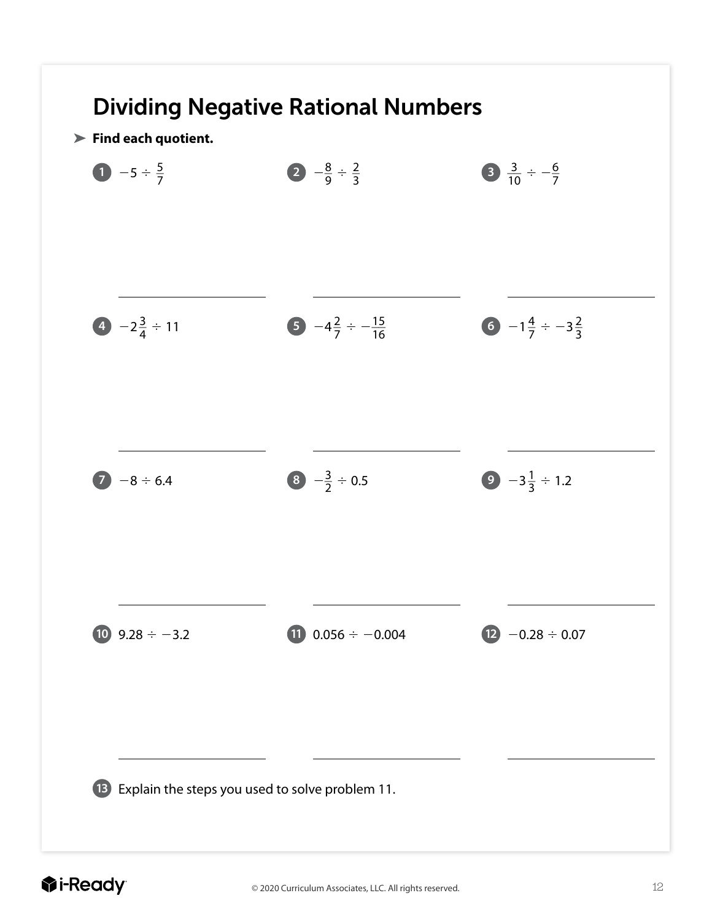# Dividing Negative Rational Numbers

➤ **Find each quotient.**

1. $-5 \div \frac{5}{7}$

2. $-\frac{8}{9} \div \frac{2}{3}$

3. $\frac{3}{10} \div -\frac{6}{7}$

4. $-2\frac{3}{4} \div 11$

5. $-4\frac{2}{7} \div -\frac{15}{16}$

6. $-1\frac{4}{7} \div -3\frac{2}{3}$

7. $-8 \div 6.4$

8. $-\frac{3}{2} \div 0.5$

9. $-3\frac{1}{3} \div 1.2$

10. $9.28 \div -3.2$

11. $0.056 \div -0.004$

12. $-0.28 \div 0.07$

13. Explain the steps you used to solve problem 11.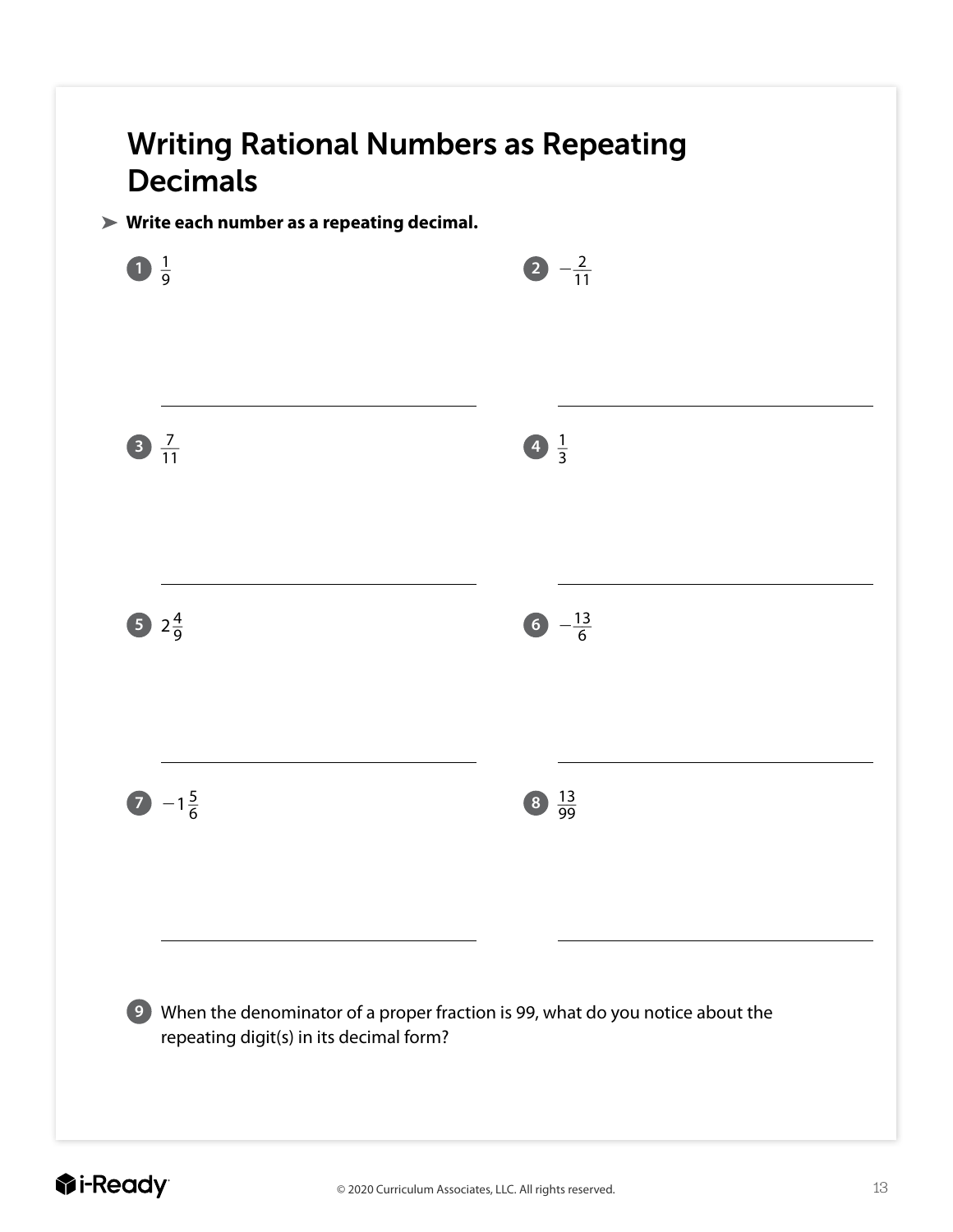# Writing Rational Numbers as Repeating Decimals

➤ **Write each number as a repeating decimal.**

1. $\frac{1}{9}$

   \_\_\_\_\_\_\_\_\_\_\_\_\_\_\_\_\_\_\_\_

2. $-\frac{2}{11}$

   \_\_\_\_\_\_\_\_\_\_\_\_\_\_\_\_\_\_\_\_

3. $\frac{7}{11}$

   \_\_\_\_\_\_\_\_\_\_\_\_\_\_\_\_\_\_\_\_

4. $\frac{1}{3}$

   \_\_\_\_\_\_\_\_\_\_\_\_\_\_\_\_\_\_\_\_

5. $2\frac{4}{9}$

   \_\_\_\_\_\_\_\_\_\_\_\_\_\_\_\_\_\_\_\_

6. $-\frac{13}{6}$

   \_\_\_\_\_\_\_\_\_\_\_\_\_\_\_\_\_\_\_\_

7. $-1\frac{5}{6}$

   \_\_\_\_\_\_\_\_\_\_\_\_\_\_\_\_\_\_\_\_

8. $\frac{13}{99}$

   \_\_\_\_\_\_\_\_\_\_\_\_\_\_\_\_\_\_\_\_

9. When the denominator of a proper fraction is 99, what do you notice about the repeating digit(s) in its decimal form?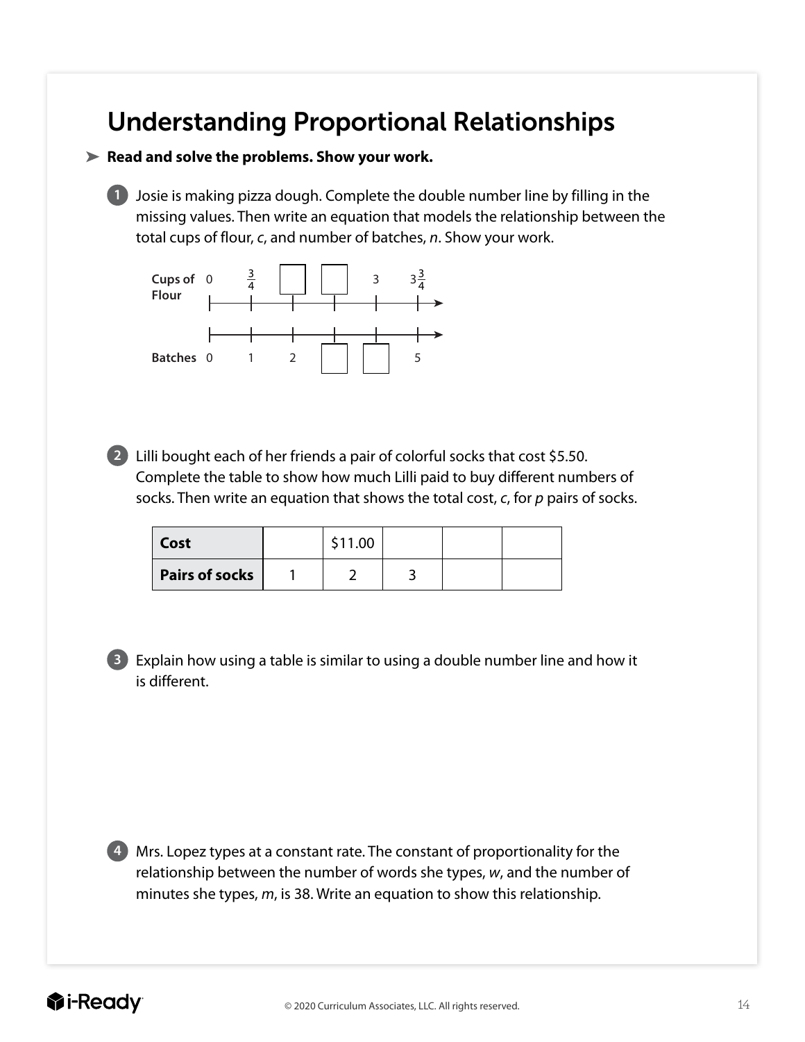# Understanding Proportional Relationships

➤ **Read and solve the problems. Show your work.**

**1** Josie is making pizza dough. Complete the double number line by filling in the missing values. Then write an equation that models the relationship between the total cups of flour, *c*, and number of batches, *n*. Show your work.

| Cups of Flour | 0 | $\frac{3}{4}$ | ☐ | ☐ | 3 | $3\frac{3}{4}$ |
|---|---|---|---|---|---|---|
| Batches | 0 | 1 | 2 | ☐ | ☐ | 5 |

**2** Lilli bought each of her friends a pair of colorful socks that cost \$5.50. Complete the table to show how much Lilli paid to buy different numbers of socks. Then write an equation that shows the total cost, *c*, for *p* pairs of socks.

| **Cost** | | \$11.00 | | | |
|---|---|---|---|---|---|
| **Pairs of socks** | 1 | 2 | 3 | | |

**3** Explain how using a table is similar to using a double number line and how it is different.

**4** Mrs. Lopez types at a constant rate. The constant of proportionality for the relationship between the number of words she types, *w*, and the number of minutes she types, *m*, is 38. Write an equation to show this relationship.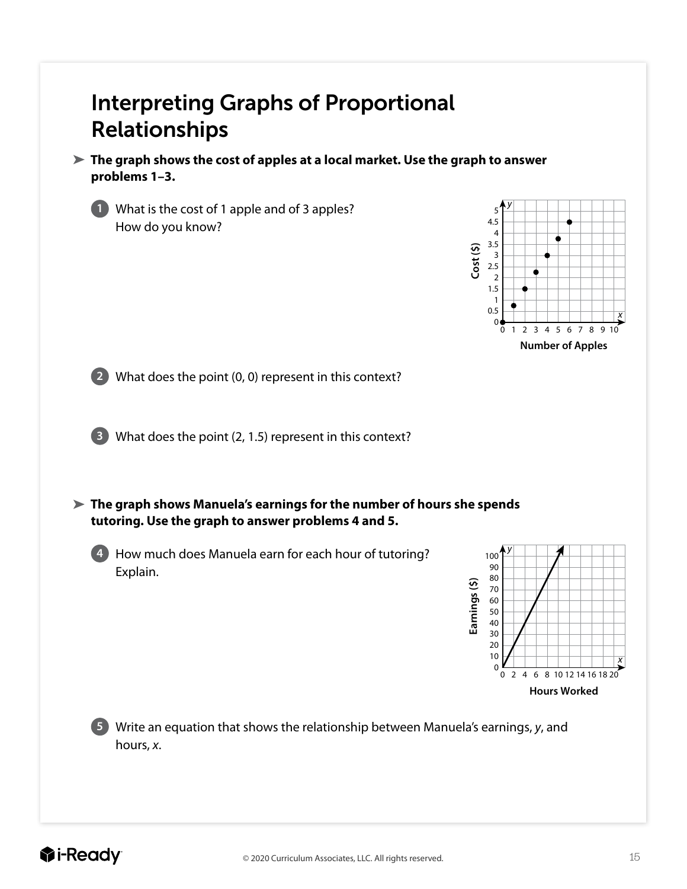# Interpreting Graphs of Proportional Relationships

➤ **The graph shows the cost of apples at a local market. Use the graph to answer problems 1–3.**

1. What is the cost of 1 apple and of 3 apples? How do you know?

2. What does the point (0, 0) represent in this context?

3. What does the point (2, 1.5) represent in this context?

➤ **The graph shows Manuela's earnings for the number of hours she spends tutoring. Use the graph to answer problems 4 and 5.**

4. How much does Manuela earn for each hour of tutoring? Explain.

5. Write an equation that shows the relationship between Manuela's earnings, $y$, and hours, $x$.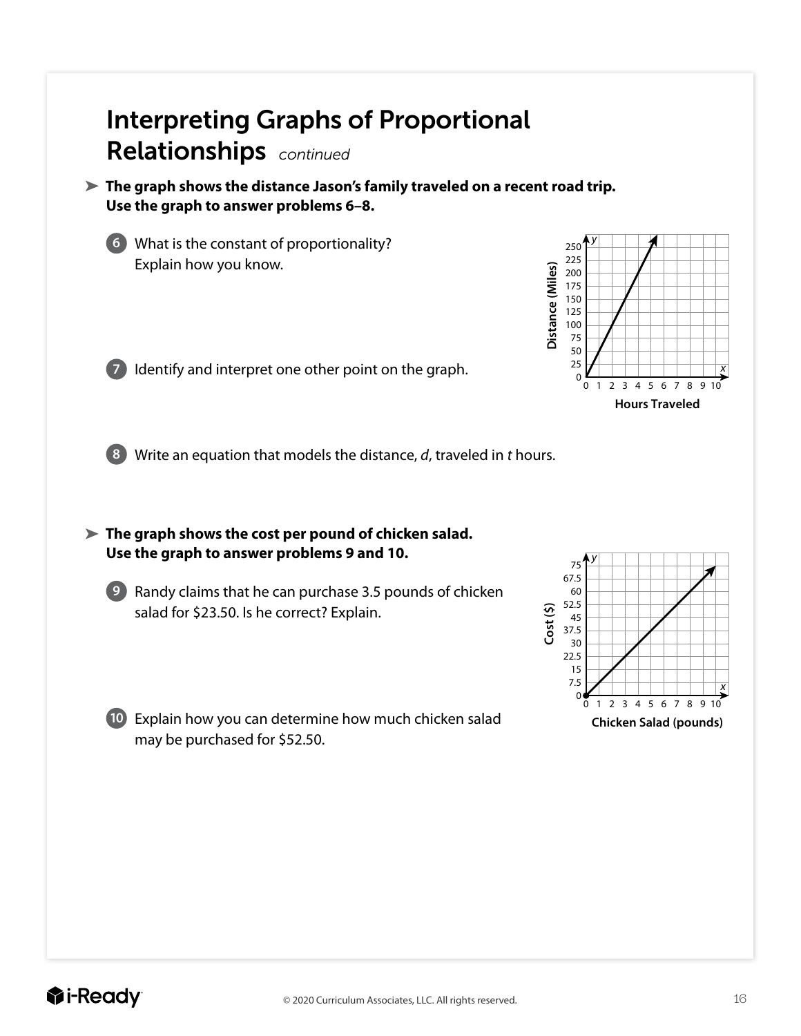# Interpreting Graphs of Proportional Relationships *continued*

➤ **The graph shows the distance Jason's family traveled on a recent road trip. Use the graph to answer problems 6–8.**

**6** What is the constant of proportionality? Explain how you know.

**7** Identify and interpret one other point on the graph.

**8** Write an equation that models the distance, $d$, traveled in $t$ hours.

➤ **The graph shows the cost per pound of chicken salad. Use the graph to answer problems 9 and 10.**

**9** Randy claims that he can purchase 3.5 pounds of chicken salad for $23.50. Is he correct? Explain.

**10** Explain how you can determine how much chicken salad may be purchased for $52.50.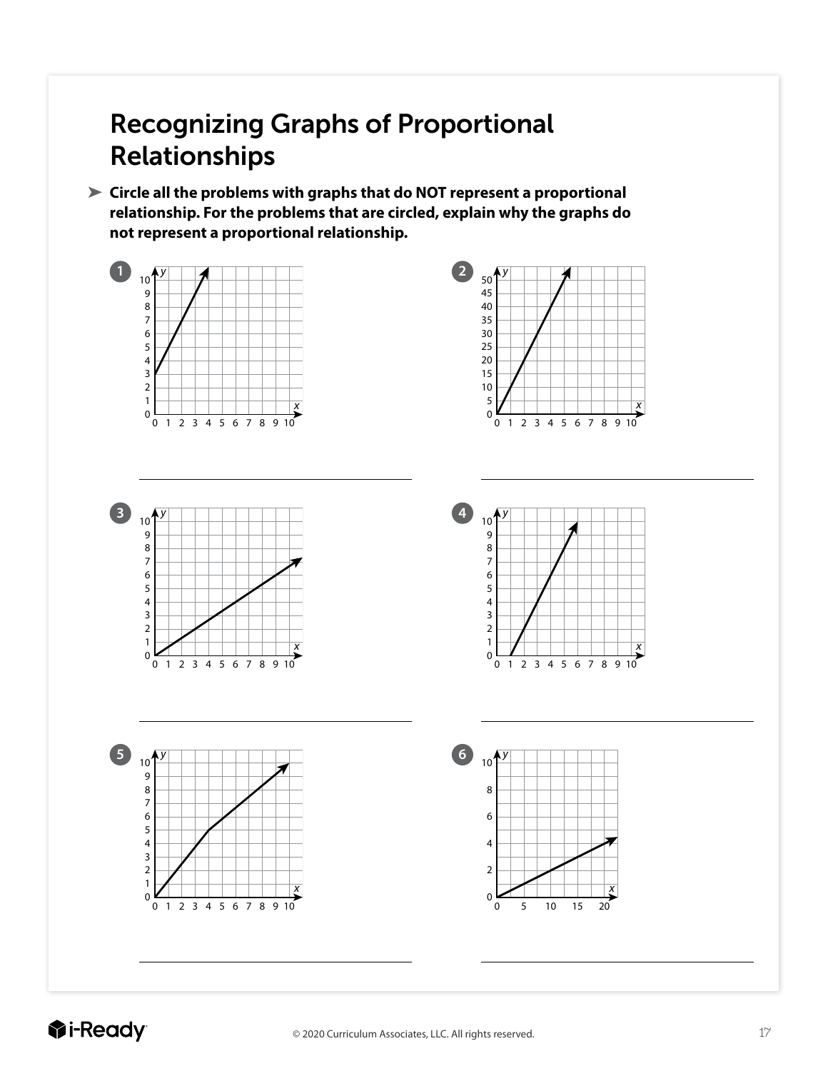# Recognizing Graphs of Proportional Relationships

➤ **Circle all the problems with graphs that do NOT represent a proportional relationship. For the problems that are circled, explain why the graphs do not represent a proportional relationship.**

**1**

______________________________

**2**

______________________________

**3**

______________________________

**4**

______________________________

**5**

______________________________

**6**

______________________________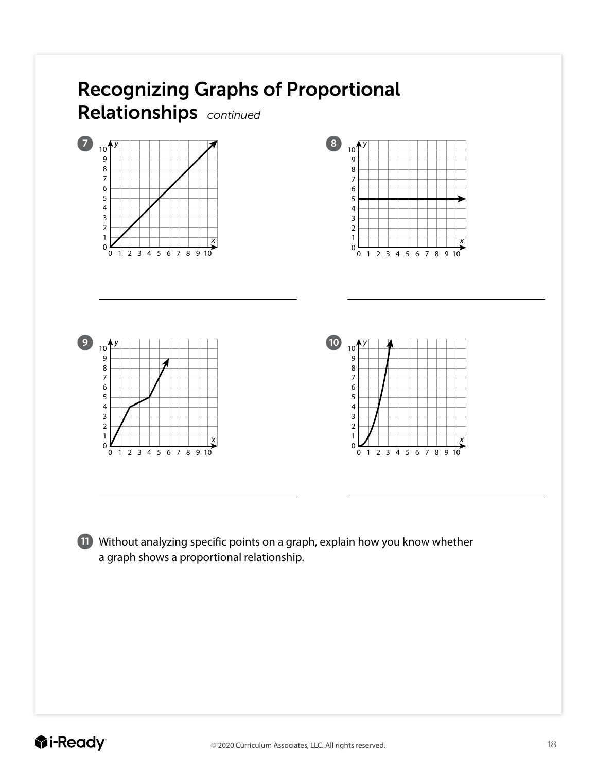# Recognizing Graphs of Proportional Relationships *continued*

**7**

______________________________

**8**

______________________________

**9**

______________________________

**10**

______________________________

**11** Without analyzing specific points on a graph, explain how you know whether a graph shows a proportional relationship.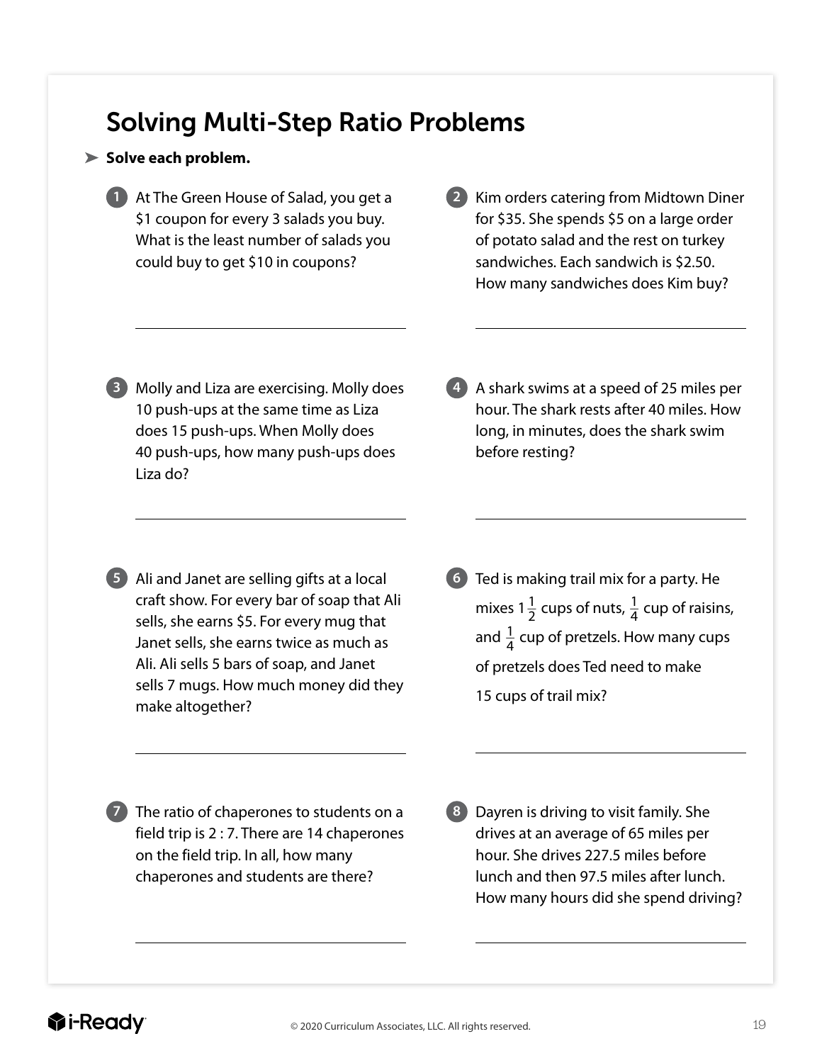# Solving Multi-Step Ratio Problems

➤ **Solve each problem.**

1. At The Green House of Salad, you get a \$1 coupon for every 3 salads you buy. What is the least number of salads you could buy to get \$10 in coupons?

   ______________________

2. Kim orders catering from Midtown Diner for \$35. She spends \$5 on a large order of potato salad and the rest on turkey sandwiches. Each sandwich is \$2.50. How many sandwiches does Kim buy?

   ______________________

3. Molly and Liza are exercising. Molly does 10 push-ups at the same time as Liza does 15 push-ups. When Molly does 40 push-ups, how many push-ups does Liza do?

   ______________________

4. A shark swims at a speed of 25 miles per hour. The shark rests after 40 miles. How long, in minutes, does the shark swim before resting?

   ______________________

5. Ali and Janet are selling gifts at a local craft show. For every bar of soap that Ali sells, she earns \$5. For every mug that Janet sells, she earns twice as much as Ali. Ali sells 5 bars of soap, and Janet sells 7 mugs. How much money did they make altogether?

   ______________________

6. Ted is making trail mix for a party. He mixes $1\frac{1}{2}$ cups of nuts, $\frac{1}{4}$ cup of raisins, and $\frac{1}{4}$ cup of pretzels. How many cups of pretzels does Ted need to make 15 cups of trail mix?

   ______________________

7. The ratio of chaperones to students on a field trip is 2 : 7. There are 14 chaperones on the field trip. In all, how many chaperones and students are there?

   ______________________

8. Dayren is driving to visit family. She drives at an average of 65 miles per hour. She drives 227.5 miles before lunch and then 97.5 miles after lunch. How many hours did she spend driving?

   ______________________

© 2020 Curriculum Associates, LLC. All rights reserved.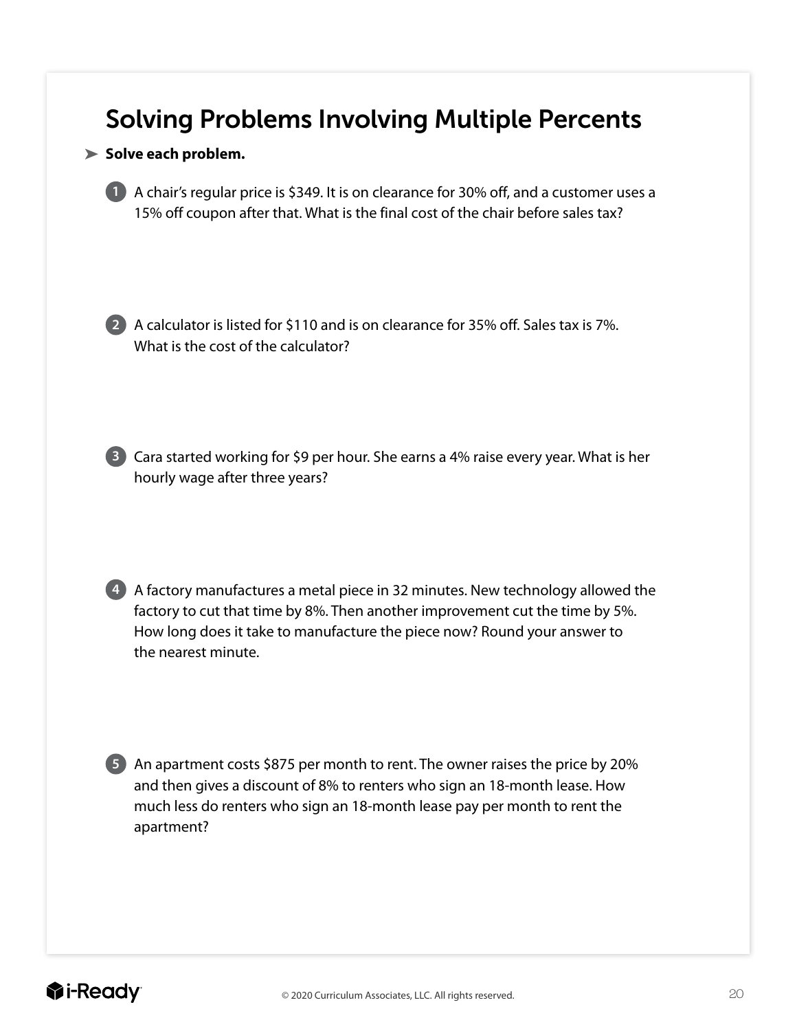# Solving Problems Involving Multiple Percents

➤ **Solve each problem.**

1. A chair's regular price is $349. It is on clearance for 30% off, and a customer uses a 15% off coupon after that. What is the final cost of the chair before sales tax?

2. A calculator is listed for $110 and is on clearance for 35% off. Sales tax is 7%. What is the cost of the calculator?

3. Cara started working for $9 per hour. She earns a 4% raise every year. What is her hourly wage after three years?

4. A factory manufactures a metal piece in 32 minutes. New technology allowed the factory to cut that time by 8%. Then another improvement cut the time by 5%. How long does it take to manufacture the piece now? Round your answer to the nearest minute.

5. An apartment costs $875 per month to rent. The owner raises the price by 20% and then gives a discount of 8% to renters who sign an 18-month lease. How much less do renters who sign an 18-month lease pay per month to rent the apartment?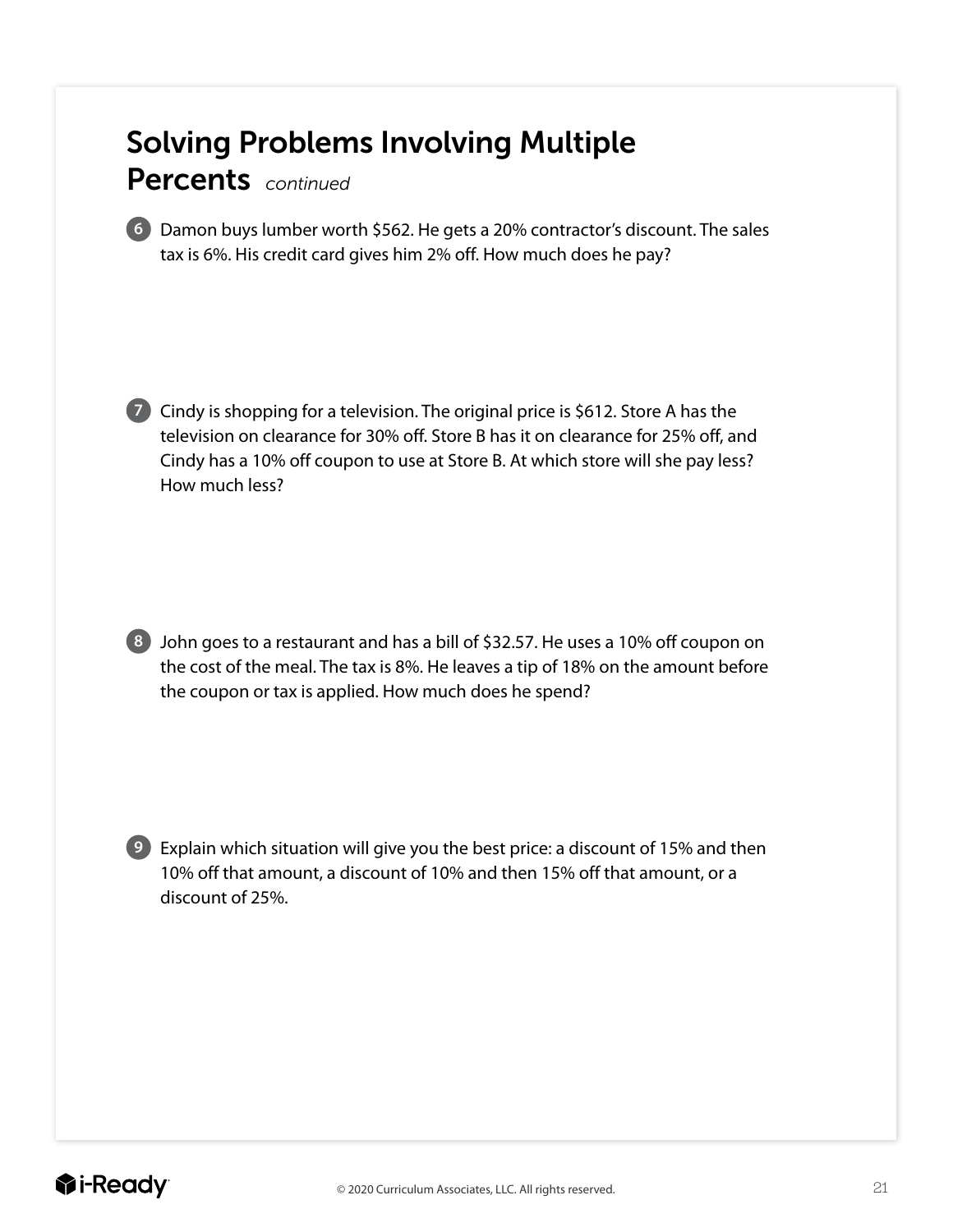# Solving Problems Involving Multiple Percents *continued*

6. Damon buys lumber worth $562. He gets a 20% contractor's discount. The sales tax is 6%. His credit card gives him 2% off. How much does he pay?

7. Cindy is shopping for a television. The original price is $612. Store A has the television on clearance for 30% off. Store B has it on clearance for 25% off, and Cindy has a 10% off coupon to use at Store B. At which store will she pay less? How much less?

8. John goes to a restaurant and has a bill of $32.57. He uses a 10% off coupon on the cost of the meal. The tax is 8%. He leaves a tip of 18% on the amount before the coupon or tax is applied. How much does he spend?

9. Explain which situation will give you the best price: a discount of 15% and then 10% off that amount, a discount of 10% and then 15% off that amount, or a discount of 25%.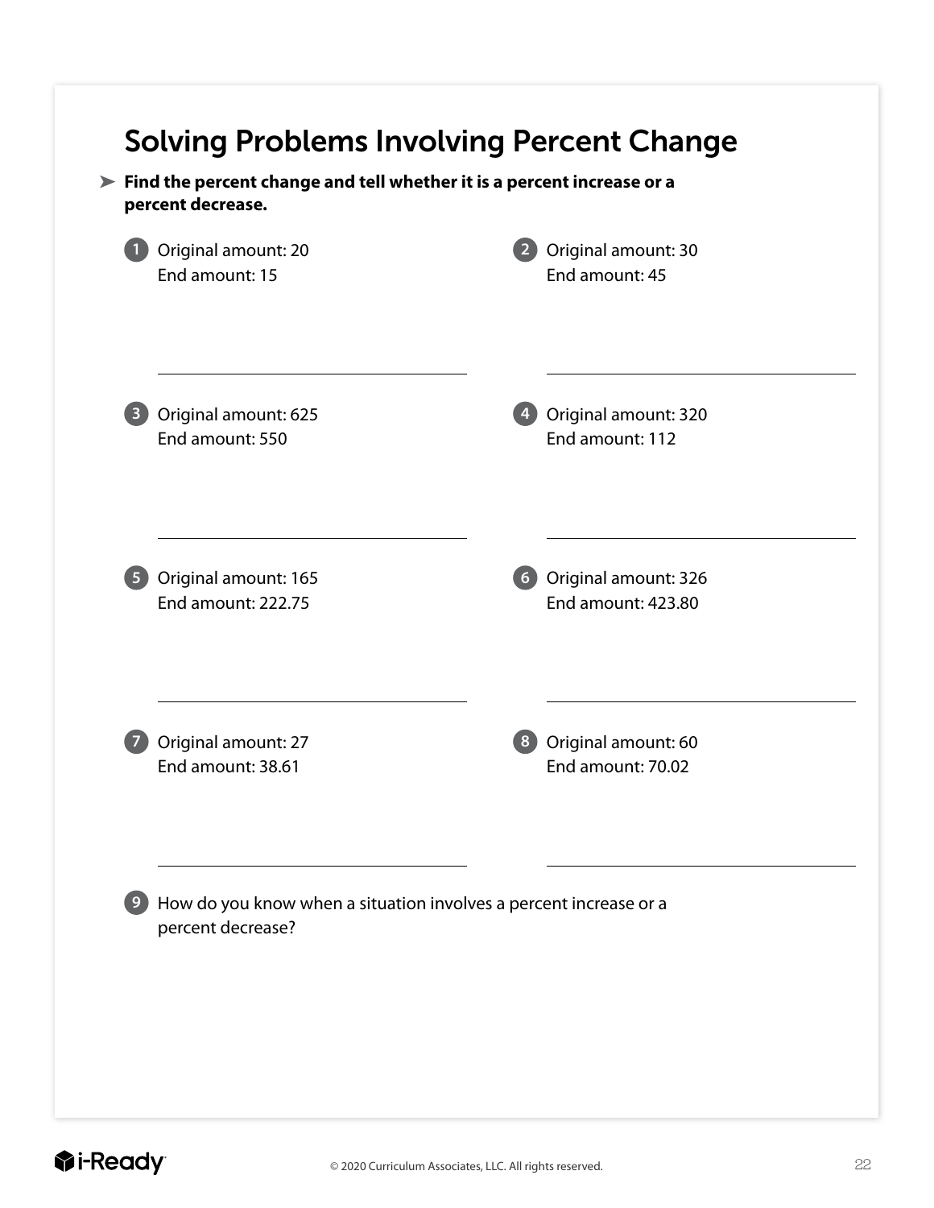# Solving Problems Involving Percent Change

➤ **Find the percent change and tell whether it is a percent increase or a percent decrease.**

1. Original amount: 20
   End amount: 15

2. Original amount: 30
   End amount: 45

3. Original amount: 625
   End amount: 550

4. Original amount: 320
   End amount: 112

5. Original amount: 165
   End amount: 222.75

6. Original amount: 326
   End amount: 423.80

7. Original amount: 27
   End amount: 38.61

8. Original amount: 60
   End amount: 70.02

9. How do you know when a situation involves a percent increase or a percent decrease?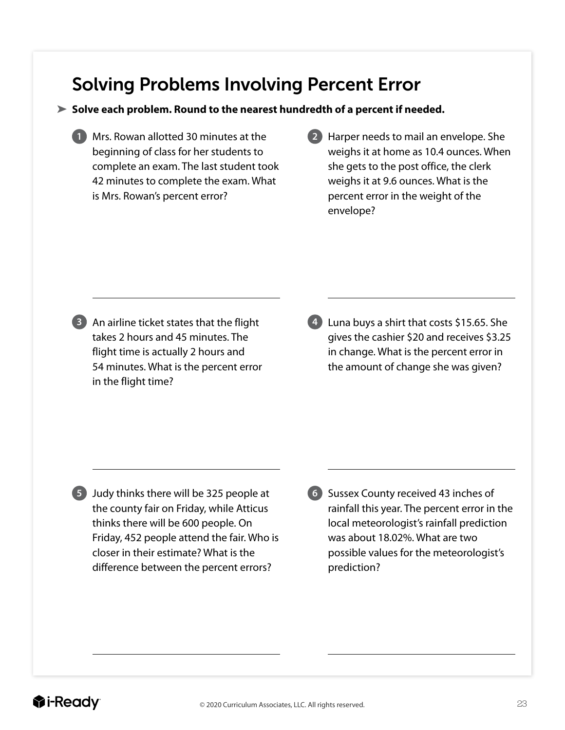# Solving Problems Involving Percent Error

➤ **Solve each problem. Round to the nearest hundredth of a percent if needed.**

1. Mrs. Rowan allotted 30 minutes at the beginning of class for her students to complete an exam. The last student took 42 minutes to complete the exam. What is Mrs. Rowan's percent error?

2. Harper needs to mail an envelope. She weighs it at home as 10.4 ounces. When she gets to the post office, the clerk weighs it at 9.6 ounces. What is the percent error in the weight of the envelope?

3. An airline ticket states that the flight takes 2 hours and 45 minutes. The flight time is actually 2 hours and 54 minutes. What is the percent error in the flight time?

4. Luna buys a shirt that costs \$15.65. She gives the cashier \$20 and receives \$3.25 in change. What is the percent error in the amount of change she was given?

5. Judy thinks there will be 325 people at the county fair on Friday, while Atticus thinks there will be 600 people. On Friday, 452 people attend the fair. Who is closer in their estimate? What is the difference between the percent errors?

6. Sussex County received 43 inches of rainfall this year. The percent error in the local meteorologist's rainfall prediction was about 18.02%. What are two possible values for the meteorologist's prediction?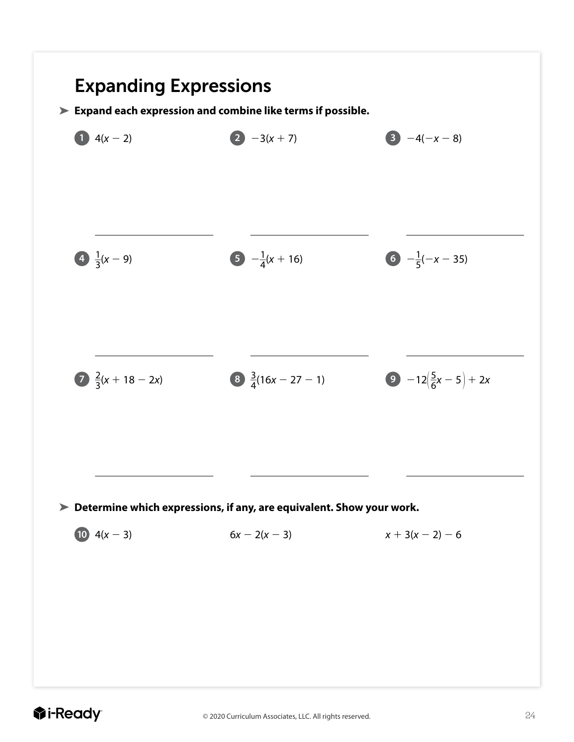# Expanding Expressions

➤ **Expand each expression and combine like terms if possible.**

1. $4(x - 2)$

2. $-3(x + 7)$

3. $-4(-x - 8)$

4. $\frac{1}{3}(x - 9)$

5. $-\frac{1}{4}(x + 16)$

6. $-\frac{1}{5}(-x - 35)$

7. $\frac{2}{3}(x + 18 - 2x)$

8. $\frac{3}{4}(16x - 27 - 1)$

9. $-12\left(\frac{5}{6}x - 5\right) + 2x$

➤ **Determine which expressions, if any, are equivalent. Show your work.**

10. $4(x - 3)$ $\qquad$ $6x - 2(x - 3)$ $\qquad$ $x + 3(x - 2) - 6$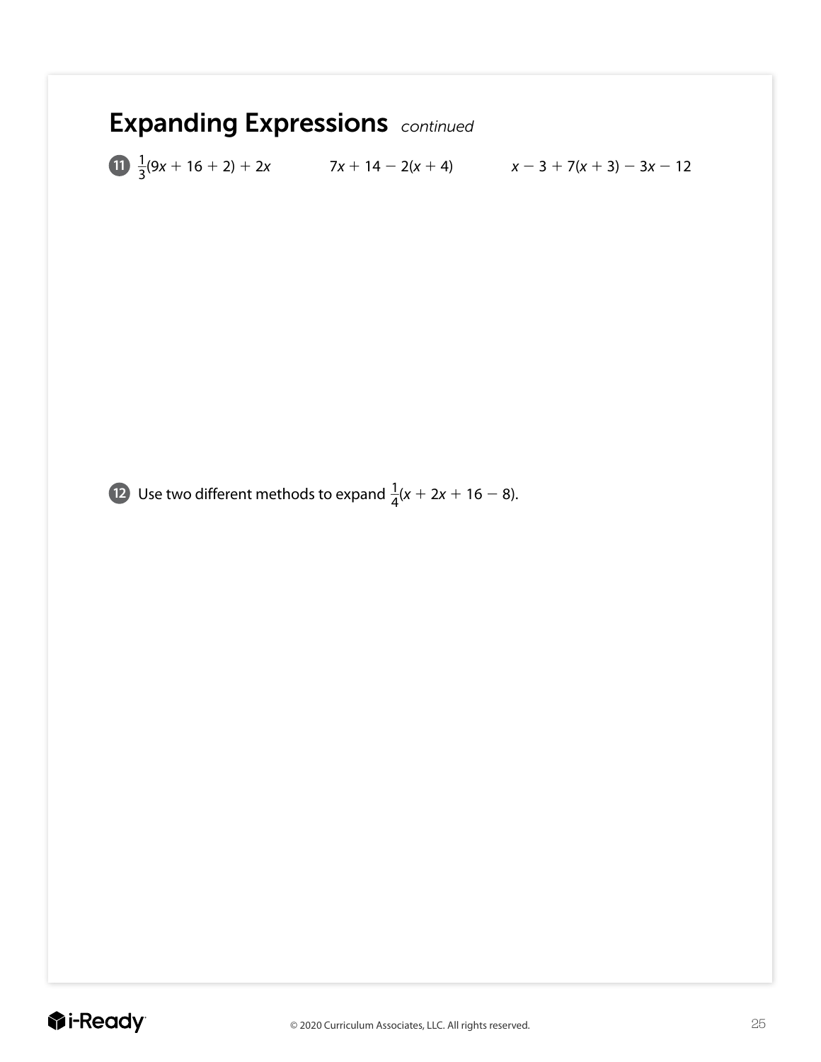## Expanding Expressions *continued*

**11** $\frac{1}{3}(9x + 16 + 2) + 2x$ $\qquad$ $7x + 14 - 2(x + 4)$ $\qquad$ $x - 3 + 7(x + 3) - 3x - 12$

**12** Use two different methods to expand $\frac{1}{4}(x + 2x + 16 - 8)$.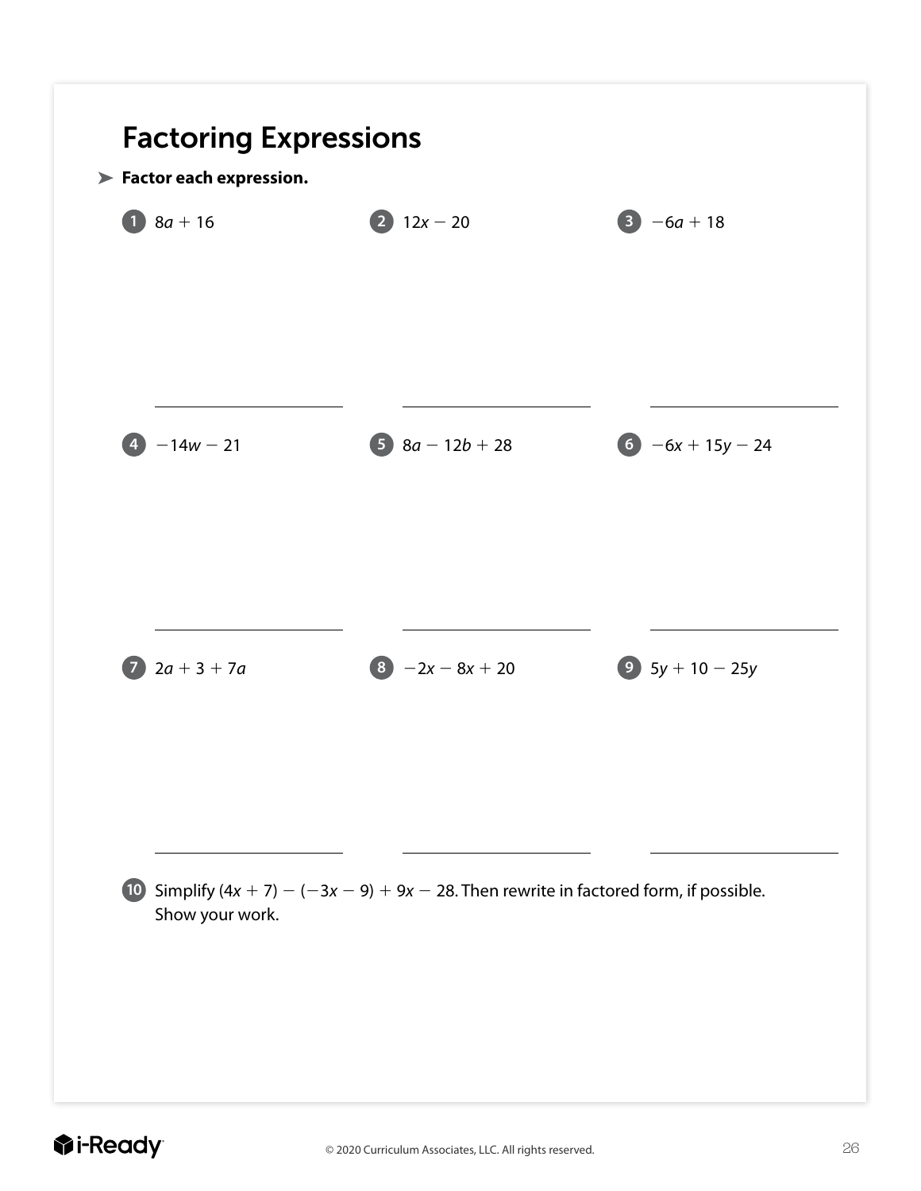# Factoring Expressions

➤ **Factor each expression.**

1. $8a + 16$

2. $12x - 20$

3. $-6a + 18$

4. $-14w - 21$

5. $8a - 12b + 28$

6. $-6x + 15y - 24$

7. $2a + 3 + 7a$

8. $-2x - 8x + 20$

9. $5y + 10 - 25y$

10. Simplify $(4x + 7) - (-3x - 9) + 9x - 28$. Then rewrite in factored form, if possible. Show your work.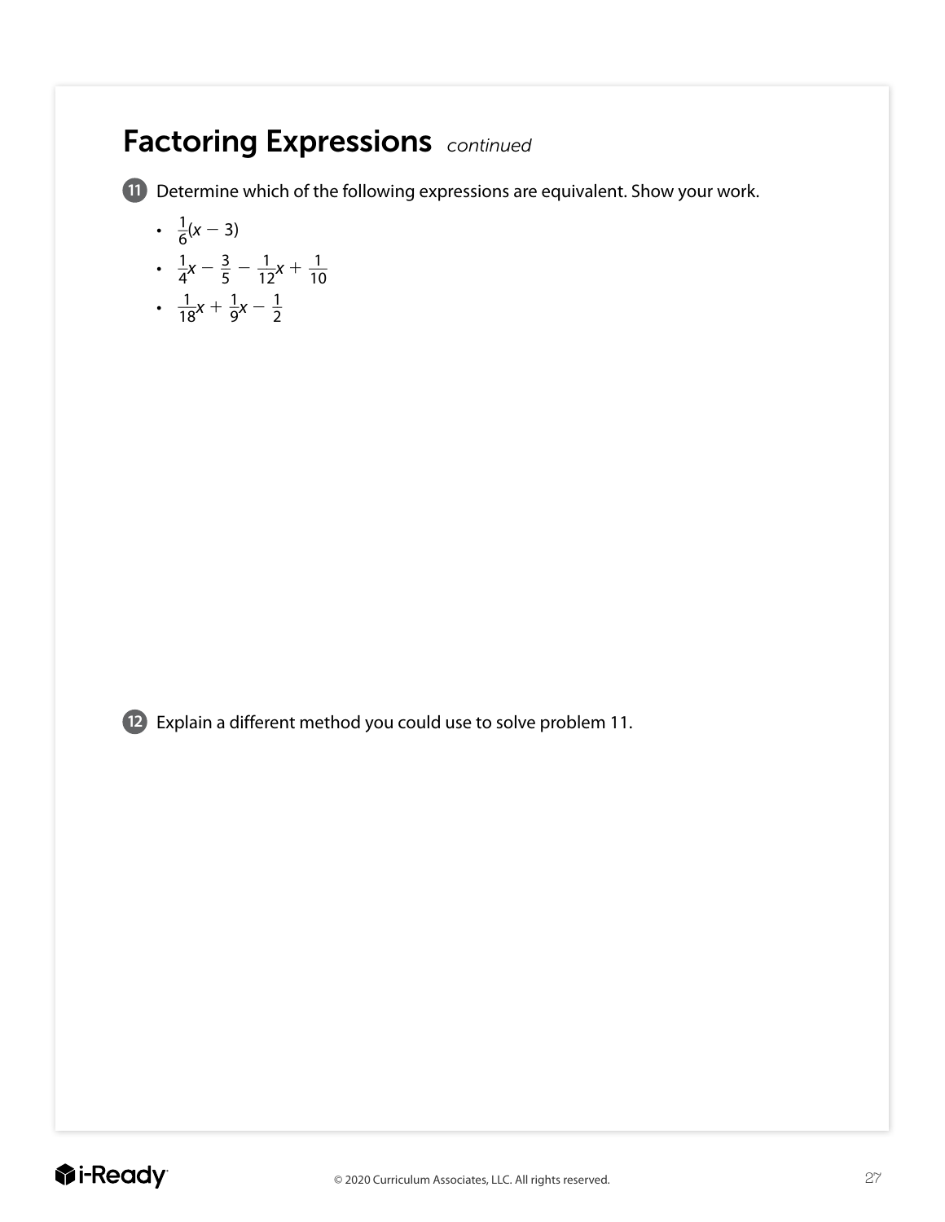# Factoring Expressions *continued*

**11** Determine which of the following expressions are equivalent. Show your work.

- $\frac{1}{6}(x - 3)$
- $\frac{1}{4}x - \frac{3}{5} - \frac{1}{12}x + \frac{1}{10}$
- $\frac{1}{18}x + \frac{1}{9}x - \frac{1}{2}$

**12** Explain a different method you could use to solve problem 11.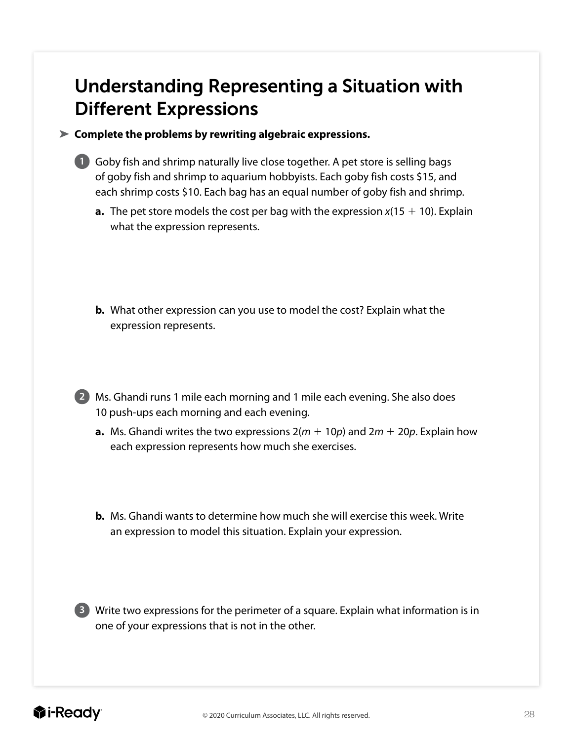# Understanding Representing a Situation with Different Expressions

➤ **Complete the problems by rewriting algebraic expressions.**

**1** Goby fish and shrimp naturally live close together. A pet store is selling bags of goby fish and shrimp to aquarium hobbyists. Each goby fish costs $15, and each shrimp costs $10. Each bag has an equal number of goby fish and shrimp.

**a.** The pet store models the cost per bag with the expression $x(15 + 10)$. Explain what the expression represents.

**b.** What other expression can you use to model the cost? Explain what the expression represents.

**2** Ms. Ghandi runs 1 mile each morning and 1 mile each evening. She also does 10 push-ups each morning and each evening.

**a.** Ms. Ghandi writes the two expressions $2(m + 10p)$ and $2m + 20p$. Explain how each expression represents how much she exercises.

**b.** Ms. Ghandi wants to determine how much she will exercise this week. Write an expression to model this situation. Explain your expression.

**3** Write two expressions for the perimeter of a square. Explain what information is in one of your expressions that is not in the other.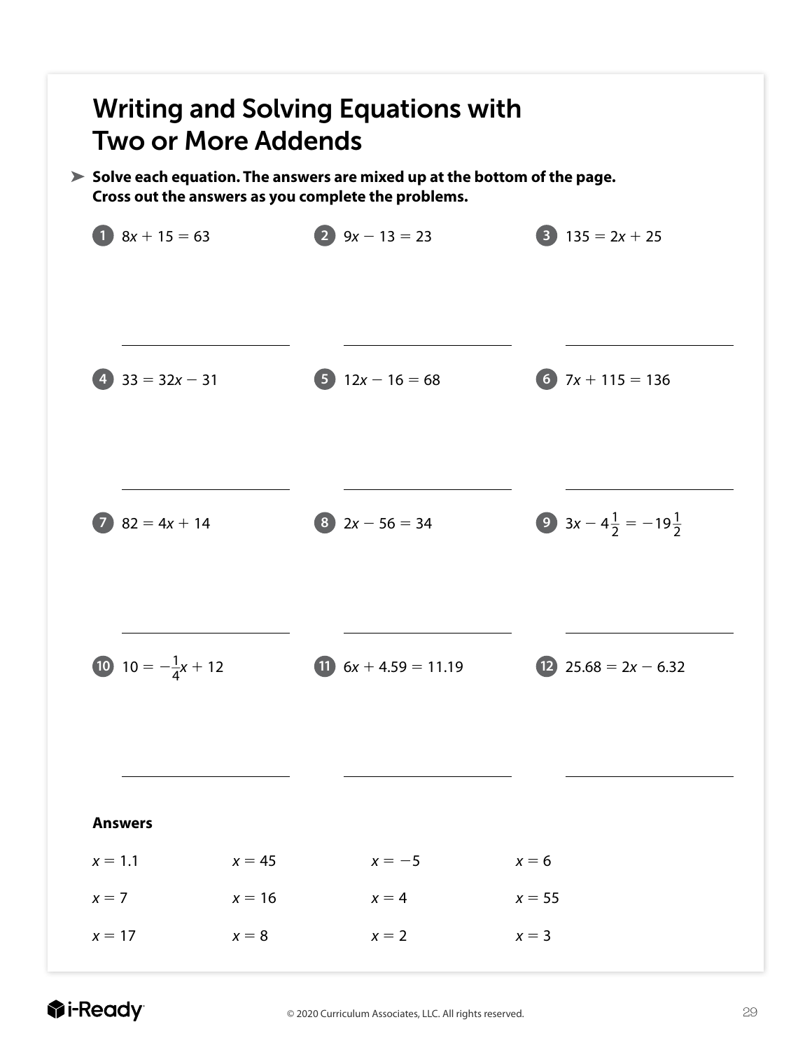# Writing and Solving Equations with Two or More Addends

➤ **Solve each equation. The answers are mixed up at the bottom of the page. Cross out the answers as you complete the problems.**

1. $8x + 15 = 63$

   ______________

2. $9x - 13 = 23$

   ______________

3. $135 = 2x + 25$

   ______________

4. $33 = 32x - 31$

   ______________

5. $12x - 16 = 68$

   ______________

6. $7x + 115 = 136$

   ______________

7. $82 = 4x + 14$

   ______________

8. $2x - 56 = 34$

   ______________

9. $3x - 4\frac{1}{2} = -19\frac{1}{2}$

   ______________

10. $10 = -\frac{1}{4}x + 12$

    ______________

11. $6x + 4.59 = 11.19$

    ______________

12. $25.68 = 2x - 6.32$

    ______________

**Answers**

| | | | |
|---|---|---|---|
| $x = 1.1$ | $x = 45$ | $x = -5$ | $x = 6$ |
| $x = 7$ | $x = 16$ | $x = 4$ | $x = 55$ |
| $x = 17$ | $x = 8$ | $x = 2$ | $x = 3$ |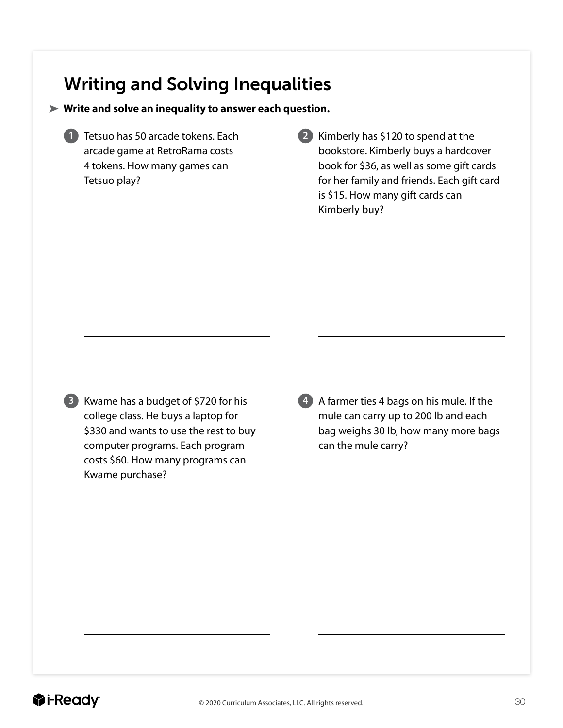# Writing and Solving Inequalities

➤ **Write and solve an inequality to answer each question.**

1. Tetsuo has 50 arcade tokens. Each arcade game at RetroRama costs 4 tokens. How many games can Tetsuo play?

2. Kimberly has $120 to spend at the bookstore. Kimberly buys a hardcover book for $36, as well as some gift cards for her family and friends. Each gift card is $15. How many gift cards can Kimberly buy?

3. Kwame has a budget of $720 for his college class. He buys a laptop for $330 and wants to use the rest to buy computer programs. Each program costs $60. How many programs can Kwame purchase?

4. A farmer ties 4 bags on his mule. If the mule can carry up to 200 lb and each bag weighs 30 lb, how many more bags can the mule carry?

© 2020 Curriculum Associates, LLC. All rights reserved.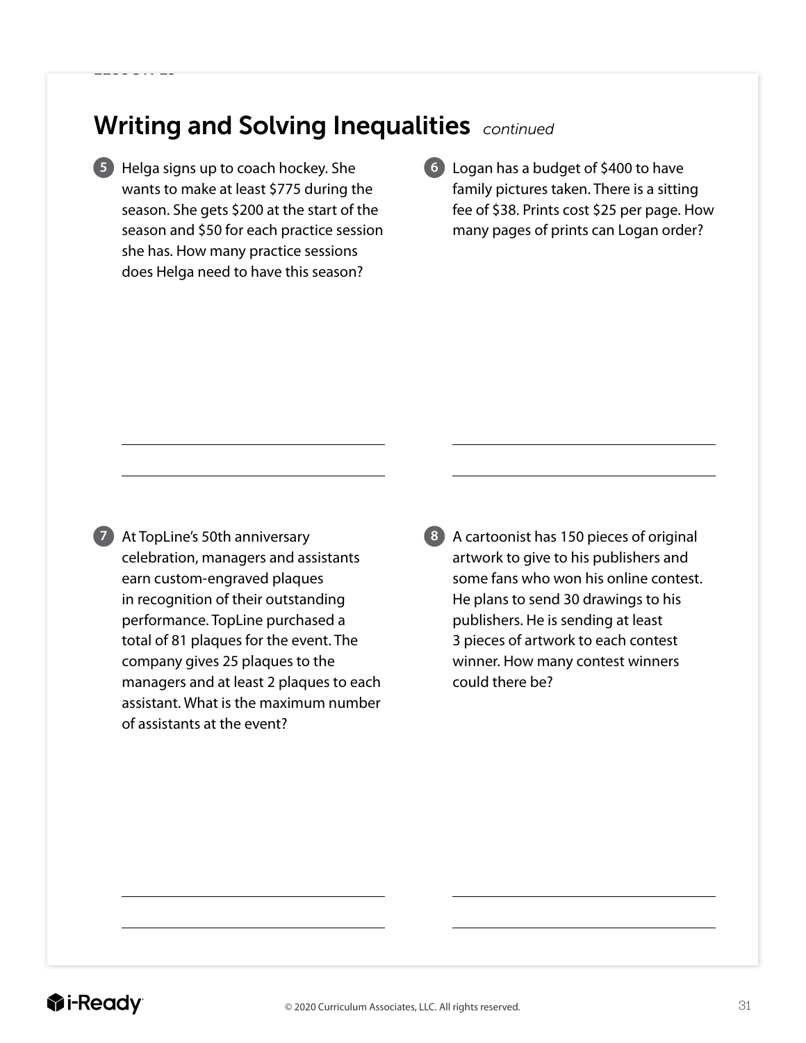## Writing and Solving Inequalities *continued*

5. Helga signs up to coach hockey. She wants to make at least $775 during the season. She gets $200 at the start of the season and $50 for each practice session she has. How many practice sessions does Helga need to have this season?

6. Logan has a budget of $400 to have family pictures taken. There is a sitting fee of $38. Prints cost $25 per page. How many pages of prints can Logan order?

7. At TopLine's 50th anniversary celebration, managers and assistants earn custom-engraved plaques in recognition of their outstanding performance. TopLine purchased a total of 81 plaques for the event. The company gives 25 plaques to the managers and at least 2 plaques to each assistant. What is the maximum number of assistants at the event?

8. A cartoonist has 150 pieces of original artwork to give to his publishers and some fans who won his online contest. He plans to send 30 drawings to his publishers. He is sending at least 3 pieces of artwork to each contest winner. How many contest winners could there be?

© 2020 Curriculum Associates, LLC. All rights reserved.